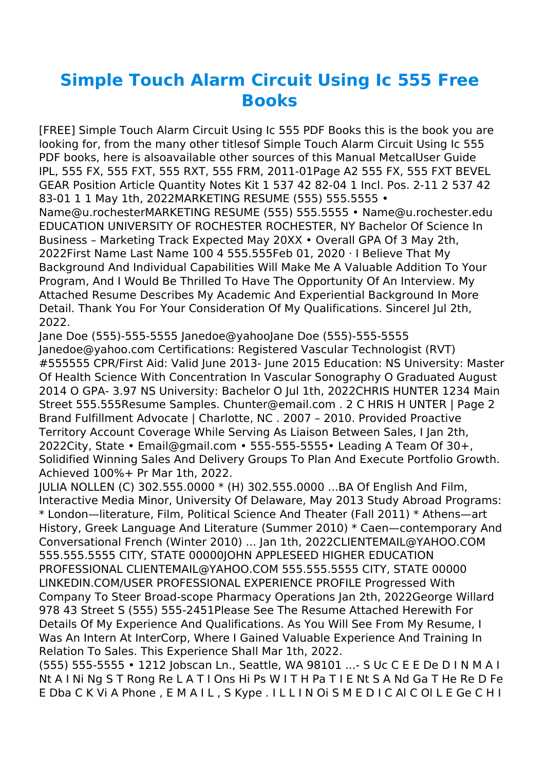# Simple Touch Alarm Circuit Using Ic 555 Free Books

[FREE] Simple Touch Alarm Circuit Using Ic 555 PDF Books this is the book you are looking for, from the many other titlesof Simple Touch Alarm Circuit Using Ic 555 PDF books, here is alsoavailable other sources of this Manual MetcalUser Guide IPL, 555 FX, 555 FXT, 555 RXT, 555 FRM, 2011-01Page A2 555 FX, 555 FXT BEVEL GEAR Position Article Quantity Notes Kit 1 537 42 82-04 1 Incl. Pos. 2-11 2 537 42 83-01 1 1 May 1th, 2022MARKETING RESUME (555) 555.5555 • Name@u.rochesterMARKETING RESUME (555) 555.5555 • Name@u.rochester.edu EDUCATION UNIVERSITY OF ROCHESTER ROCHESTER, NY Bachelor Of Science In Business – Marketing Track Expected May 20XX • Overall GPA Of 3 May 2th, 2022First Name Last Name 100 4 555.555Feb 01, 2020 · I Believe That My Background And Individual Capabilities Will Make Me A Valuable Addition To Your Program, And I Would Be Thrilled To Have The Opportunity Of An Interview. My Attached Resume Describes My Academic And Experiential Background In More Detail. Thank You For Your Consideration Of My Qualifications. Sincerel Jul 2th, 2022.

Jane Doe (555)-555-5555 Janedoe@yahooJane Doe (555)-555-5555 Janedoe@yahoo.com Certifications: Registered Vascular Technologist (RVT) #555555 CPR/First Aid: Valid June 2013- June 2015 Education: NS University: Master Of Health Science With Concentration In Vascular Sonography O Graduated August 2014 O GPA- 3.97 NS University: Bachelor O Jul 1th, 2022CHRIS HUNTER 1234 Main Street 555.555Resume Samples. Chunter@email.com . 2 C HRIS H UNTER | Page 2 Brand Fulfillment Advocate | Charlotte, NC . 2007 – 2010. Provided Proactive Territory Account Coverage While Serving As Liaison Between Sales, I Jan 2th, 2022City, State • Email@gmail.com • 555-555-5555• Leading A Team Of 30+, Solidified Winning Sales And Delivery Groups To Plan And Execute Portfolio Growth. Achieved 100%+ Pr Mar 1th, 2022.

JULIA NOLLEN (C) 302.555.0000 * (H) 302.555.0000 ...BA Of English And Film, Interactive Media Minor, University Of Delaware, May 2013 Study Abroad Programs: * London—literature, Film, Political Science And Theater (Fall 2011) * Athens—art History, Greek Language And Literature (Summer 2010) * Caen—contemporary And Conversational French (Winter 2010) ... Jan 1th, 2022CLIENTEMAIL@YAHOO.COM 555.555.5555 CITY, STATE 00000JOHN APPLESEED HIGHER EDUCATION PROFESSIONAL CLIENTEMAIL@YAHOO.COM 555.555.5555 CITY, STATE 00000 LINKEDIN.COM/USER PROFESSIONAL EXPERIENCE PROFILE Progressed With Company To Steer Broad-scope Pharmacy Operations Jan 2th, 2022George Willard 978 43 Street S (555) 555-2451Please See The Resume Attached Herewith For Details Of My Experience And Qualifications. As You Will See From My Resume, I Was An Intern At InterCorp, Where I Gained Valuable Experience And Training In Relation To Sales. This Experience Shall Mar 1th, 2022.

(555) 555-5555 • 1212 Jobscan Ln., Seattle, WA 98101 ...- S Uc C E E De D I N M A I Nt A I Ni Ng S T Rong Re L A T I Ons Hi Ps W I T H Pa T I E Nt S A Nd Ga T He Re D Fe E Dba C K Vi A Phone , E M A I L , S Kype . I L L I N Oi S M E D I C Al C Ol L E Ge C H I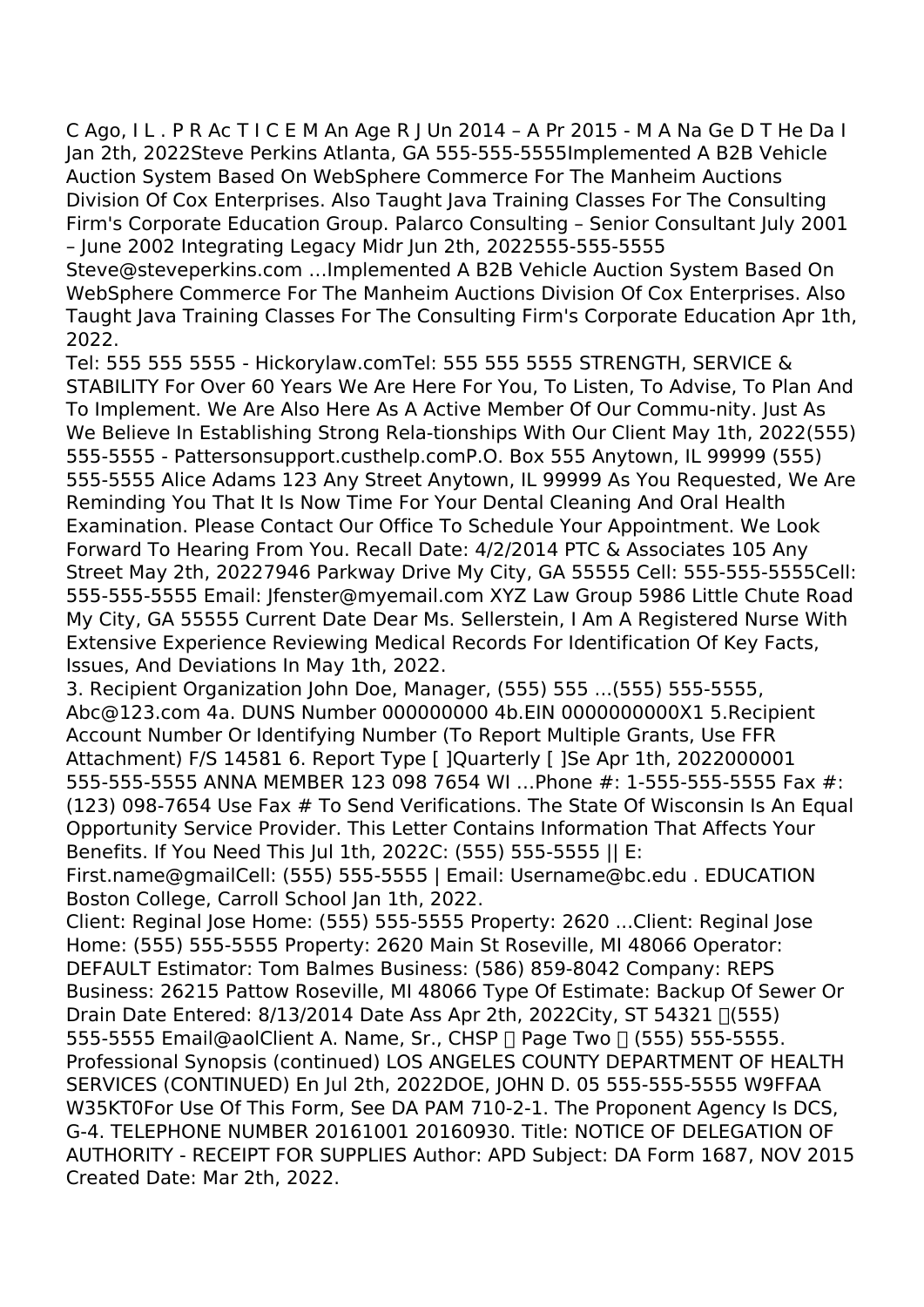C Ago, I L . P R Ac T I C E M An Age R J Un 2014 – A Pr 2015 - M A Na Ge D T He Da I Jan 2th, 2022Steve Perkins Atlanta, GA 555-555-5555Implemented A B2B Vehicle Auction System Based On WebSphere Commerce For The Manheim Auctions Division Of Cox Enterprises. Also Taught Java Training Classes For The Consulting Firm's Corporate Education Group. Palarco Consulting – Senior Consultant July 2001 – June 2002 Integrating Legacy Midr Jun 2th, 2022555-555-5555 Steve@steveperkins.com …Implemented A B2B Vehicle Auction System Based On WebSphere Commerce For The Manheim Auctions Division Of Cox Enterprises. Also Taught Java Training Classes For The Consulting Firm's Corporate Education Apr 1th, 2022.

Tel: 555 555 5555 - Hickorylaw.comTel: 555 555 5555 STRENGTH, SERVICE & STABILITY For Over 60 Years We Are Here For You, To Listen, To Advise, To Plan And To Implement. We Are Also Here As A Active Member Of Our Commu-nity. Just As We Believe In Establishing Strong Rela-tionships With Our Client May 1th, 2022(555) 555-5555 - Pattersonsupport.custhelp.comP.O. Box 555 Anytown, IL 99999 (555) 555-5555 Alice Adams 123 Any Street Anytown, IL 99999 As You Requested, We Are Reminding You That It Is Now Time For Your Dental Cleaning And Oral Health Examination. Please Contact Our Office To Schedule Your Appointment. We Look Forward To Hearing From You. Recall Date: 4/2/2014 PTC & Associates 105 Any Street May 2th, 20227946 Parkway Drive My City, GA 55555 Cell: 555-555-5555Cell: 555-555-5555 Email: Jfenster@myemail.com XYZ Law Group 5986 Little Chute Road My City, GA 55555 Current Date Dear Ms. Sellerstein, I Am A Registered Nurse With Extensive Experience Reviewing Medical Records For Identification Of Key Facts, Issues, And Deviations In May 1th, 2022.

3. Recipient Organization John Doe, Manager, (555) 555 ...(555) 555-5555, Abc@123.com 4a. DUNS Number 000000000 4b.EIN 0000000000X1 5.Recipient Account Number Or Identifying Number (To Report Multiple Grants, Use FFR Attachment) F/S 14581 6. Report Type [ ]Quarterly [ ]Se Apr 1th, 2022000001 555-555-5555 ANNA MEMBER 123 098 7654 WI …Phone #: 1-555-555-5555 Fax #: (123) 098-7654 Use Fax # To Send Verifications. The State Of Wisconsin Is An Equal Opportunity Service Provider. This Letter Contains Information That Affects Your Benefits. If You Need This Jul 1th, 2022C: (555) 555-5555 || E: First.name@gmailCell: (555) 555-5555 | Email: Username@bc.edu . EDUCATION Boston College, Carroll School Jan 1th, 2022.

Client: Reginal Jose Home: (555) 555-5555 Property: 2620 ...Client: Reginal Jose Home: (555) 555-5555 Property: 2620 Main St Roseville, MI 48066 Operator: DEFAULT Estimator: Tom Balmes Business: (586) 859-8042 Company: REPS Business: 26215 Pattow Roseville, MI 48066 Type Of Estimate: Backup Of Sewer Or Drain Date Entered: 8/13/2014 Date Ass Apr 2th, 2022City, ST 54321 (555) 555-5555 Email@aolClient A. Name, Sr., CHSP Page Two (555) 555-5555. Professional Synopsis (continued) LOS ANGELES COUNTY DEPARTMENT OF HEALTH SERVICES (CONTINUED) En Jul 2th, 2022DOE, JOHN D. 05 555-555-5555 W9FFAA W35KT0For Use Of This Form, See DA PAM 710-2-1. The Proponent Agency Is DCS, G-4. TELEPHONE NUMBER 20161001 20160930. Title: NOTICE OF DELEGATION OF AUTHORITY - RECEIPT FOR SUPPLIES Author: APD Subject: DA Form 1687, NOV 2015 Created Date: Mar 2th, 2022.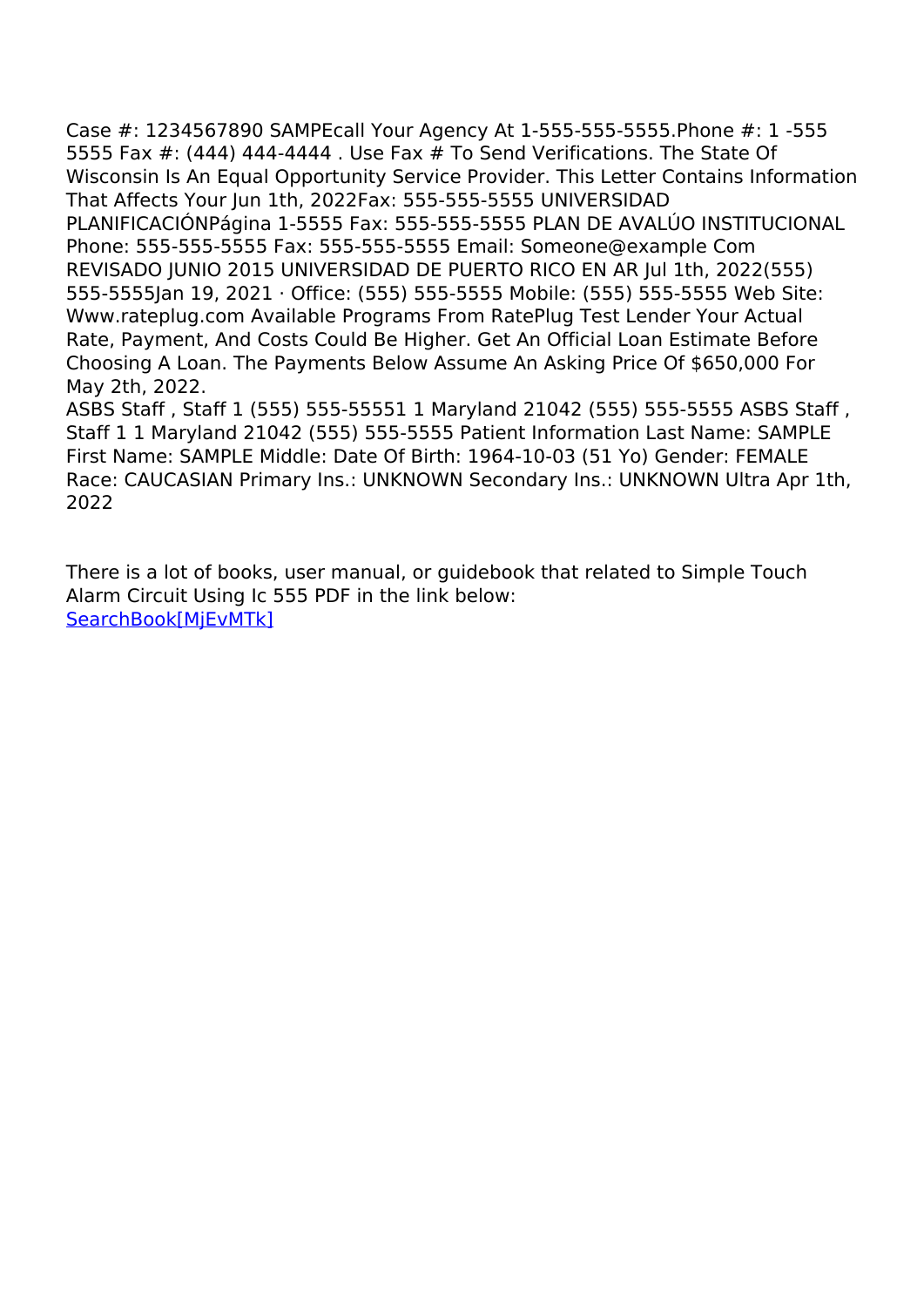Case #: 1234567890 SAMPEcall Your Agency At 1-555-555-5555.Phone #: 1 -555 5555 Fax #: (444) 444-4444 . Use Fax # To Send Verifications. The State Of Wisconsin Is An Equal Opportunity Service Provider. This Letter Contains Information That Affects Your Jun 1th, 2022Fax: 555-555-5555 UNIVERSIDAD PLANIFICACIÓNPágina 1-5555 Fax: 555-555-5555 PLAN DE AVALÚO INSTITUCIONAL Phone: 555-555-5555 Fax: 555-555-5555 Email: Someone@example Com REVISADO JUNIO 2015 UNIVERSIDAD DE PUERTO RICO EN AR Jul 1th, 2022(555) 555-5555Jan 19, 2021 · Office: (555) 555-5555 Mobile: (555) 555-5555 Web Site: Www.rateplug.com Available Programs From RatePlug Test Lender Your Actual Rate, Payment, And Costs Could Be Higher. Get An Official Loan Estimate Before Choosing A Loan. The Payments Below Assume An Asking Price Of $650,000 For May 2th, 2022.

ASBS Staff , Staff 1 (555) 555-55551 1 Maryland 21042 (555) 555-5555 ASBS Staff , Staff 1 1 Maryland 21042 (555) 555-5555 Patient Information Last Name: SAMPLE First Name: SAMPLE Middle: Date Of Birth: 1964-10-03 (51 Yo) Gender: FEMALE Race: CAUCASIAN Primary Ins.: UNKNOWN Secondary Ins.: UNKNOWN Ultra Apr 1th, 2022

There is a lot of books, user manual, or guidebook that related to Simple Touch Alarm Circuit Using Ic 555 PDF in the link below:
[SearchBook[MjEvMTk]]